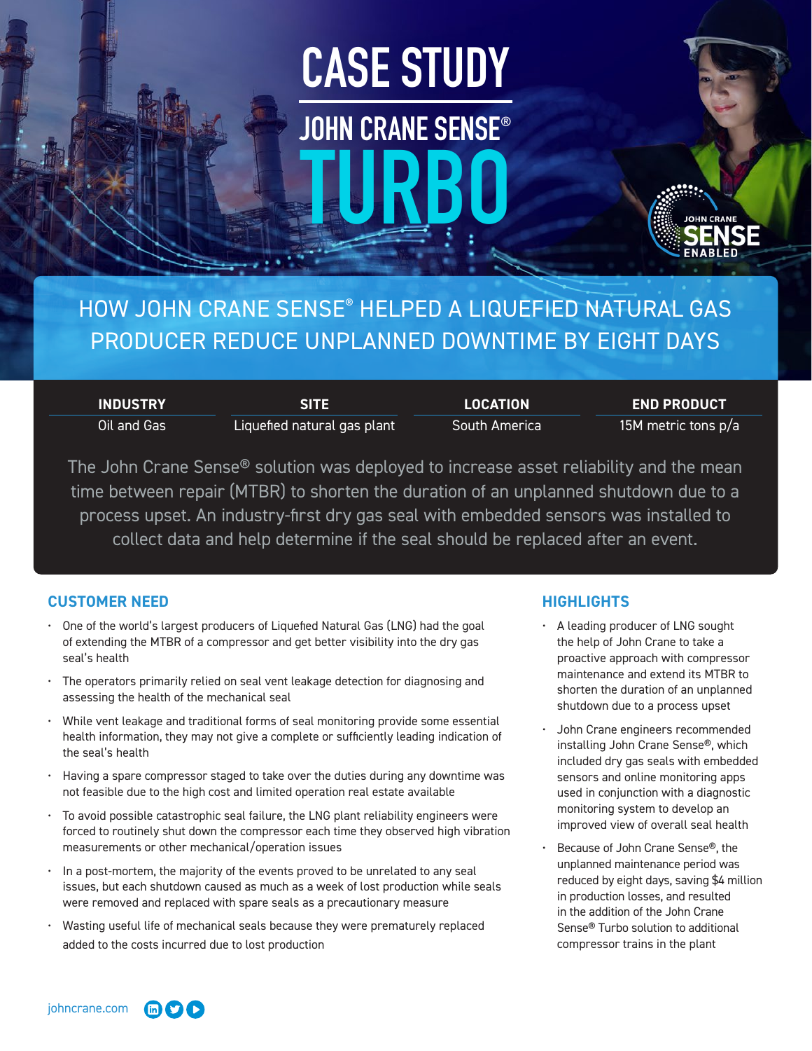# CASE STUDY

## JOHN CRANE SENSE® TURBO

JOHN CRANE SENSE ENABLED

## HOW JOHN CRANE SENSE® HELPED A LIQUEFIED NATURAL GAS PRODUCER REDUCE UNPLANNED DOWNTIME BY EIGHT DAYS

| INDUSTRY | SITE | LOCATION | END PRODUCT |
|---|---|---|---|
| Oil and Gas | Liquefied natural gas plant | South America | 15M metric tons p/a |

The John Crane Sense® solution was deployed to increase asset reliability and the mean time between repair (MTBR) to shorten the duration of an unplanned shutdown due to a process upset. An industry-first dry gas seal with embedded sensors was installed to collect data and help determine if the seal should be replaced after an event.

### CUSTOMER NEED

- One of the world's largest producers of Liquefied Natural Gas (LNG) had the goal of extending the MTBR of a compressor and get better visibility into the dry gas seal's health
- The operators primarily relied on seal vent leakage detection for diagnosing and assessing the health of the mechanical seal
- While vent leakage and traditional forms of seal monitoring provide some essential health information, they may not give a complete or sufficiently leading indication of the seal's health
- Having a spare compressor staged to take over the duties during any downtime was not feasible due to the high cost and limited operation real estate available
- To avoid possible catastrophic seal failure, the LNG plant reliability engineers were forced to routinely shut down the compressor each time they observed high vibration measurements or other mechanical/operation issues
- In a post-mortem, the majority of the events proved to be unrelated to any seal issues, but each shutdown caused as much as a week of lost production while seals were removed and replaced with spare seals as a precautionary measure
- Wasting useful life of mechanical seals because they were prematurely replaced added to the costs incurred due to lost production

### HIGHLIGHTS

- A leading producer of LNG sought the help of John Crane to take a proactive approach with compressor maintenance and extend its MTBR to shorten the duration of an unplanned shutdown due to a process upset
- John Crane engineers recommended installing John Crane Sense®, which included dry gas seals with embedded sensors and online monitoring apps used in conjunction with a diagnostic monitoring system to develop an improved view of overall seal health
- Because of John Crane Sense®, the unplanned maintenance period was reduced by eight days, saving $4 million in production losses, and resulted in the addition of the John Crane Sense® Turbo solution to additional compressor trains in the plant

johncrane.com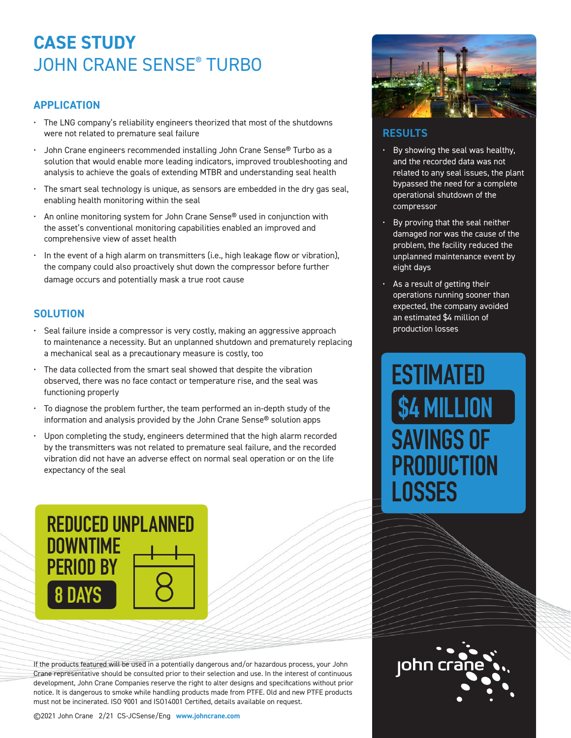# CASE STUDY
## JOHN CRANE SENSE® TURBO

### APPLICATION

- The LNG company's reliability engineers theorized that most of the shutdowns were not related to premature seal failure
- John Crane engineers recommended installing John Crane Sense® Turbo as a solution that would enable more leading indicators, improved troubleshooting and analysis to achieve the goals of extending MTBR and understanding seal health
- The smart seal technology is unique, as sensors are embedded in the dry gas seal, enabling health monitoring within the seal
- An online monitoring system for John Crane Sense® used in conjunction with the asset's conventional monitoring capabilities enabled an improved and comprehensive view of asset health
- In the event of a high alarm on transmitters (i.e., high leakage flow or vibration), the company could also proactively shut down the compressor before further damage occurs and potentially mask a true root cause

### SOLUTION

- Seal failure inside a compressor is very costly, making an aggressive approach to maintenance a necessity. But an unplanned shutdown and prematurely replacing a mechanical seal as a precautionary measure is costly, too
- The data collected from the smart seal showed that despite the vibration observed, there was no face contact or temperature rise, and the seal was functioning properly
- To diagnose the problem further, the team performed an in-depth study of the information and analysis provided by the John Crane Sense® solution apps
- Upon completing the study, engineers determined that the high alarm recorded by the transmitters was not related to premature seal failure, and the recorded vibration did not have an adverse effect on normal seal operation or on the life expectancy of the seal

**REDUCED UNPLANNED DOWNTIME PERIOD BY 8 DAYS**

8

### RESULTS

- By showing the seal was healthy, and the recorded data was not related to any seal issues, the plant bypassed the need for a complete operational shutdown of the compressor
- By proving that the seal neither damaged nor was the cause of the problem, the facility reduced the unplanned maintenance event by eight days
- As a result of getting their operations running sooner than expected, the company avoided an estimated $4 million of production losses

**ESTIMATED $4 MILLION SAVINGS OF PRODUCTION LOSSES**

john crane

If the products featured will be used in a potentially dangerous and/or hazardous process, your John Crane representative should be consulted prior to their selection and use. In the interest of continuous development, John Crane Companies reserve the right to alter designs and specifications without prior notice. It is dangerous to smoke while handling products made from PTFE. Old and new PTFE products must not be incinerated. ISO 9001 and ISO14001 Certified, details available on request.

©2021 John Crane 2/21 CS-JCSense/Eng **www.johncrane.com**